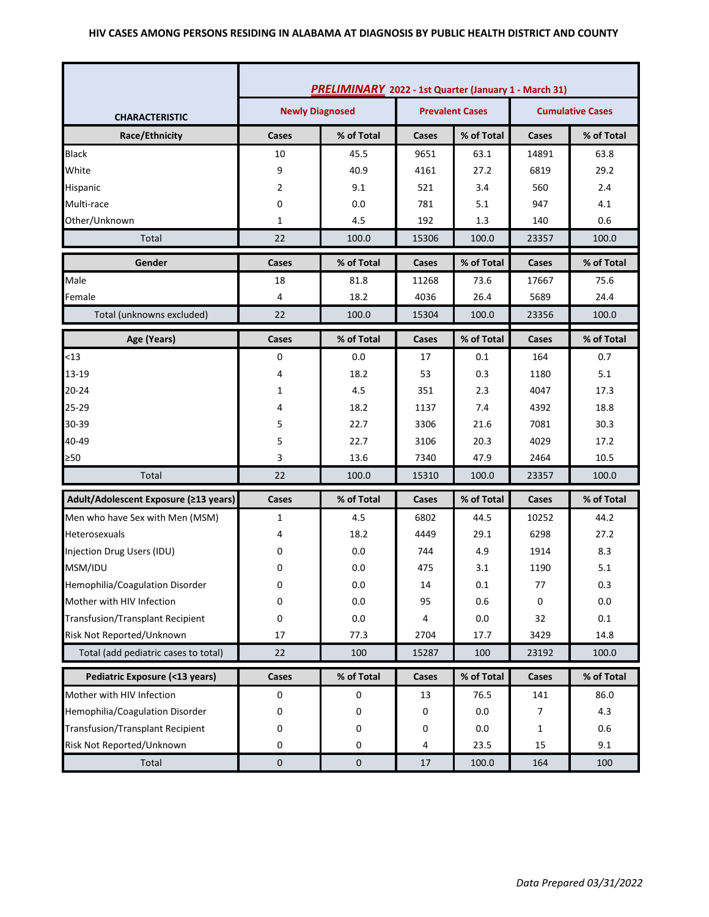# HIV CASES AMONG PERSONS RESIDING IN ALABAMA AT DIAGNOSIS BY PUBLIC HEALTH DISTRICT AND COUNTY

| CHARACTERISTIC | ***PRELIMINARY* 2022 - 1st Quarter (January 1 - March 31)** | | | | | |
|---|---|---|---|---|---|---|
| | **Newly Diagnosed** | | **Prevalent Cases** | | **Cumulative Cases** | |
| **Race/Ethnicity** | **Cases** | **% of Total** | **Cases** | **% of Total** | **Cases** | **% of Total** |
| Black | 10 | 45.5 | 9651 | 63.1 | 14891 | 63.8 |
| White | 9 | 40.9 | 4161 | 27.2 | 6819 | 29.2 |
| Hispanic | 2 | 9.1 | 521 | 3.4 | 560 | 2.4 |
| Multi-race | 0 | 0.0 | 781 | 5.1 | 947 | 4.1 |
| Other/Unknown | 1 | 4.5 | 192 | 1.3 | 140 | 0.6 |
| Total | 22 | 100.0 | 15306 | 100.0 | 23357 | 100.0 |
| **Gender** | **Cases** | **% of Total** | **Cases** | **% of Total** | **Cases** | **% of Total** |
| Male | 18 | 81.8 | 11268 | 73.6 | 17667 | 75.6 |
| Female | 4 | 18.2 | 4036 | 26.4 | 5689 | 24.4 |
| Total (unknowns excluded) | 22 | 100.0 | 15304 | 100.0 | 23356 | 100.0 |
| **Age (Years)** | **Cases** | **% of Total** | **Cases** | **% of Total** | **Cases** | **% of Total** |
| <13 | 0 | 0.0 | 17 | 0.1 | 164 | 0.7 |
| 13-19 | 4 | 18.2 | 53 | 0.3 | 1180 | 5.1 |
| 20-24 | 1 | 4.5 | 351 | 2.3 | 4047 | 17.3 |
| 25-29 | 4 | 18.2 | 1137 | 7.4 | 4392 | 18.8 |
| 30-39 | 5 | 22.7 | 3306 | 21.6 | 7081 | 30.3 |
| 40-49 | 5 | 22.7 | 3106 | 20.3 | 4029 | 17.2 |
| ≥50 | 3 | 13.6 | 7340 | 47.9 | 2464 | 10.5 |
| Total | 22 | 100.0 | 15310 | 100.0 | 23357 | 100.0 |
| **Adult/Adolescent Exposure (≥13 years)** | **Cases** | **% of Total** | **Cases** | **% of Total** | **Cases** | **% of Total** |
| Men who have Sex with Men (MSM) | 1 | 4.5 | 6802 | 44.5 | 10252 | 44.2 |
| Heterosexuals | 4 | 18.2 | 4449 | 29.1 | 6298 | 27.2 |
| Injection Drug Users (IDU) | 0 | 0.0 | 744 | 4.9 | 1914 | 8.3 |
| MSM/IDU | 0 | 0.0 | 475 | 3.1 | 1190 | 5.1 |
| Hemophilia/Coagulation Disorder | 0 | 0.0 | 14 | 0.1 | 77 | 0.3 |
| Mother with HIV Infection | 0 | 0.0 | 95 | 0.6 | 0 | 0.0 |
| Transfusion/Transplant Recipient | 0 | 0.0 | 4 | 0.0 | 32 | 0.1 |
| Risk Not Reported/Unknown | 17 | 77.3 | 2704 | 17.7 | 3429 | 14.8 |
| Total (add pediatric cases to total) | 22 | 100 | 15287 | 100 | 23192 | 100.0 |
| **Pediatric Exposure (<13 years)** | **Cases** | **% of Total** | **Cases** | **% of Total** | **Cases** | **% of Total** |
| Mother with HIV Infection | 0 | 0 | 13 | 76.5 | 141 | 86.0 |
| Hemophilia/Coagulation Disorder | 0 | 0 | 0 | 0.0 | 7 | 4.3 |
| Transfusion/Transplant Recipient | 0 | 0 | 0 | 0.0 | 1 | 0.6 |
| Risk Not Reported/Unknown | 0 | 0 | 4 | 23.5 | 15 | 9.1 |
| Total | 0 | 0 | 17 | 100.0 | 164 | 100 |

*Data Prepared 03/31/2022*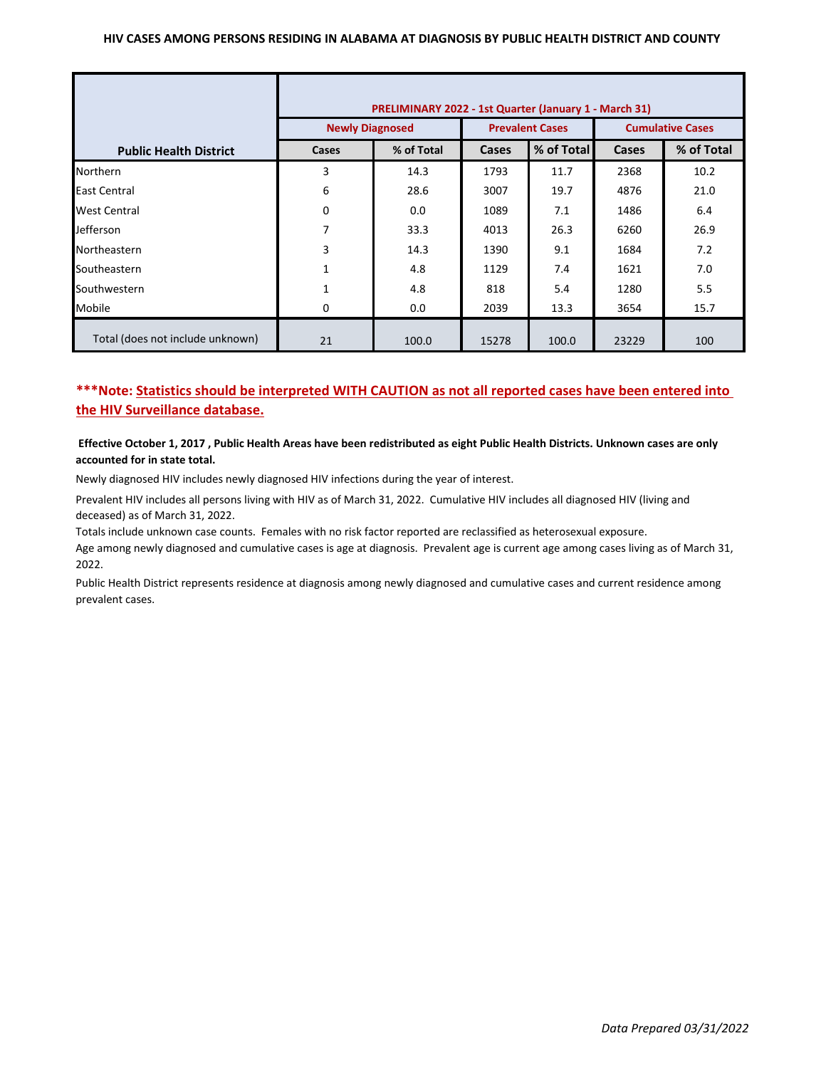### HIV CASES AMONG PERSONS RESIDING IN ALABAMA AT DIAGNOSIS BY PUBLIC HEALTH DISTRICT AND COUNTY

| Public Health District | PRELIMINARY 2022 - 1st Quarter (January 1 - March 31) | | | | | |
|---|---|---|---|---|---|---|
| | Newly Diagnosed | | Prevalent Cases | | Cumulative Cases | |
| | Cases | % of Total | Cases | % of Total | Cases | % of Total |
| Northern | 3 | 14.3 | 1793 | 11.7 | 2368 | 10.2 |
| East Central | 6 | 28.6 | 3007 | 19.7 | 4876 | 21.0 |
| West Central | 0 | 0.0 | 1089 | 7.1 | 1486 | 6.4 |
| Jefferson | 7 | 33.3 | 4013 | 26.3 | 6260 | 26.9 |
| Northeastern | 3 | 14.3 | 1390 | 9.1 | 1684 | 7.2 |
| Southeastern | 1 | 4.8 | 1129 | 7.4 | 1621 | 7.0 |
| Southwestern | 1 | 4.8 | 818 | 5.4 | 1280 | 5.5 |
| Mobile | 0 | 0.0 | 2039 | 13.3 | 3654 | 15.7 |
| Total (does not include unknown) | 21 | 100.0 | 15278 | 100.0 | 23229 | 100 |

**\*\*\*Note: Statistics should be interpreted WITH CAUTION as not all reported cases have been entered into the HIV Surveillance database.**

**Effective October 1, 2017 , Public Health Areas have been redistributed as eight Public Health Districts. Unknown cases are only accounted for in state total.**

Newly diagnosed HIV includes newly diagnosed HIV infections during the year of interest.

Prevalent HIV includes all persons living with HIV as of March 31, 2022. Cumulative HIV includes all diagnosed HIV (living and deceased) as of March 31, 2022.

Totals include unknown case counts. Females with no risk factor reported are reclassified as heterosexual exposure.

Age among newly diagnosed and cumulative cases is age at diagnosis. Prevalent age is current age among cases living as of March 31, 2022.

Public Health District represents residence at diagnosis among newly diagnosed and cumulative cases and current residence among prevalent cases.

*Data Prepared 03/31/2022*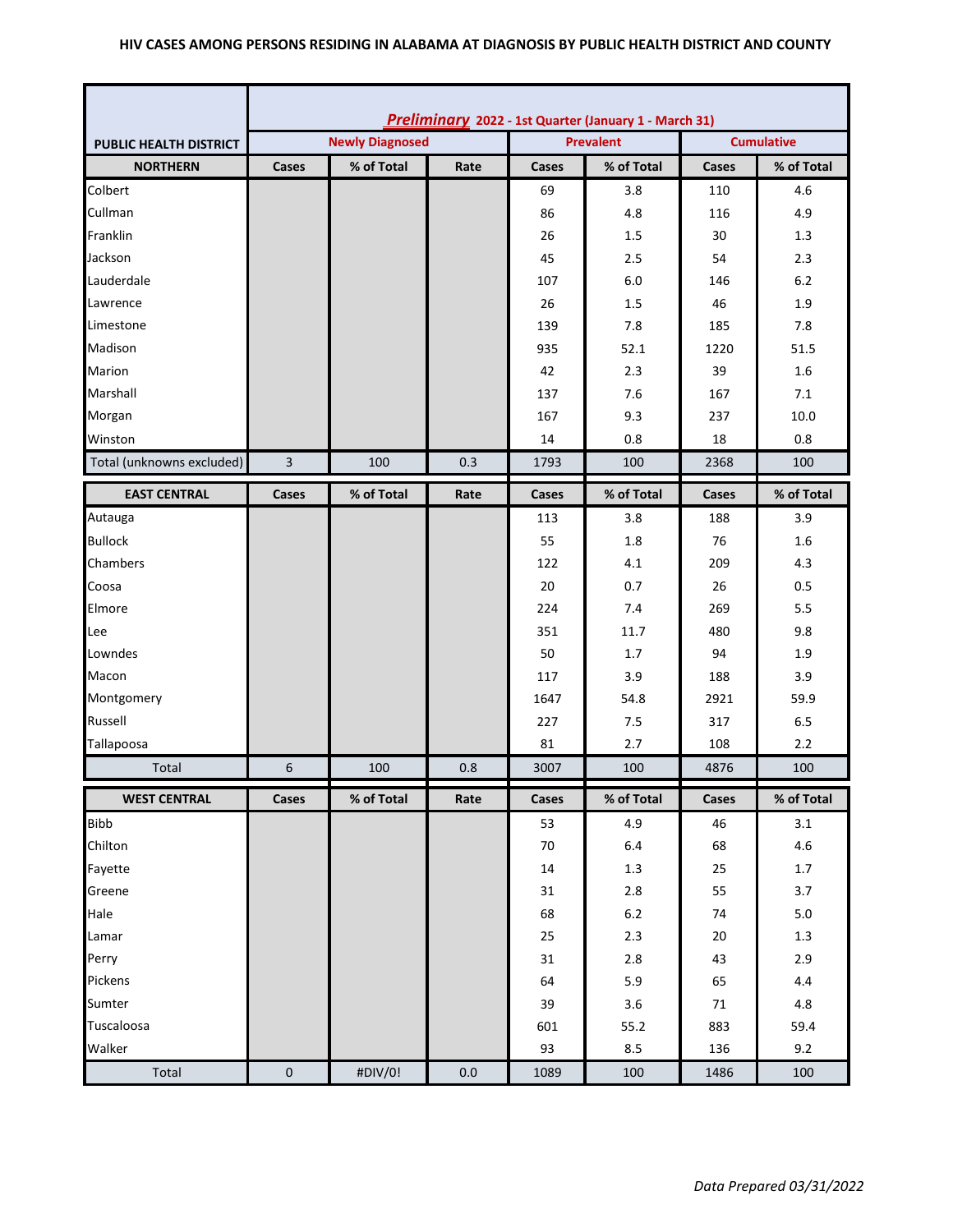# HIV CASES AMONG PERSONS RESIDING IN ALABAMA AT DIAGNOSIS BY PUBLIC HEALTH DISTRICT AND COUNTY

| PUBLIC HEALTH DISTRICT | *Preliminary* 2022 - 1st Quarter (January 1 - March 31) | | | | | | |
|---|---|---|---|---|---|---|---|
| | Newly Diagnosed | | | Prevalent | | Cumulative | |
| **NORTHERN** | **Cases** | **% of Total** | **Rate** | **Cases** | **% of Total** | **Cases** | **% of Total** |
| Colbert | | | | 69 | 3.8 | 110 | 4.6 |
| Cullman | | | | 86 | 4.8 | 116 | 4.9 |
| Franklin | | | | 26 | 1.5 | 30 | 1.3 |
| Jackson | | | | 45 | 2.5 | 54 | 2.3 |
| Lauderdale | | | | 107 | 6.0 | 146 | 6.2 |
| Lawrence | | | | 26 | 1.5 | 46 | 1.9 |
| Limestone | | | | 139 | 7.8 | 185 | 7.8 |
| Madison | | | | 935 | 52.1 | 1220 | 51.5 |
| Marion | | | | 42 | 2.3 | 39 | 1.6 |
| Marshall | | | | 137 | 7.6 | 167 | 7.1 |
| Morgan | | | | 167 | 9.3 | 237 | 10.0 |
| Winston | | | | 14 | 0.8 | 18 | 0.8 |
| Total (unknowns excluded) | 3 | 100 | 0.3 | 1793 | 100 | 2368 | 100 |
| **EAST CENTRAL** | **Cases** | **% of Total** | **Rate** | **Cases** | **% of Total** | **Cases** | **% of Total** |
| Autauga | | | | 113 | 3.8 | 188 | 3.9 |
| Bullock | | | | 55 | 1.8 | 76 | 1.6 |
| Chambers | | | | 122 | 4.1 | 209 | 4.3 |
| Coosa | | | | 20 | 0.7 | 26 | 0.5 |
| Elmore | | | | 224 | 7.4 | 269 | 5.5 |
| Lee | | | | 351 | 11.7 | 480 | 9.8 |
| Lowndes | | | | 50 | 1.7 | 94 | 1.9 |
| Macon | | | | 117 | 3.9 | 188 | 3.9 |
| Montgomery | | | | 1647 | 54.8 | 2921 | 59.9 |
| Russell | | | | 227 | 7.5 | 317 | 6.5 |
| Tallapoosa | | | | 81 | 2.7 | 108 | 2.2 |
| Total | 6 | 100 | 0.8 | 3007 | 100 | 4876 | 100 |
| **WEST CENTRAL** | **Cases** | **% of Total** | **Rate** | **Cases** | **% of Total** | **Cases** | **% of Total** |
| Bibb | | | | 53 | 4.9 | 46 | 3.1 |
| Chilton | | | | 70 | 6.4 | 68 | 4.6 |
| Fayette | | | | 14 | 1.3 | 25 | 1.7 |
| Greene | | | | 31 | 2.8 | 55 | 3.7 |
| Hale | | | | 68 | 6.2 | 74 | 5.0 |
| Lamar | | | | 25 | 2.3 | 20 | 1.3 |
| Perry | | | | 31 | 2.8 | 43 | 2.9 |
| Pickens | | | | 64 | 5.9 | 65 | 4.4 |
| Sumter | | | | 39 | 3.6 | 71 | 4.8 |
| Tuscaloosa | | | | 601 | 55.2 | 883 | 59.4 |
| Walker | | | | 93 | 8.5 | 136 | 9.2 |
| Total | 0 | #DIV/0! | 0.0 | 1089 | 100 | 1486 | 100 |

*Data Prepared 03/31/2022*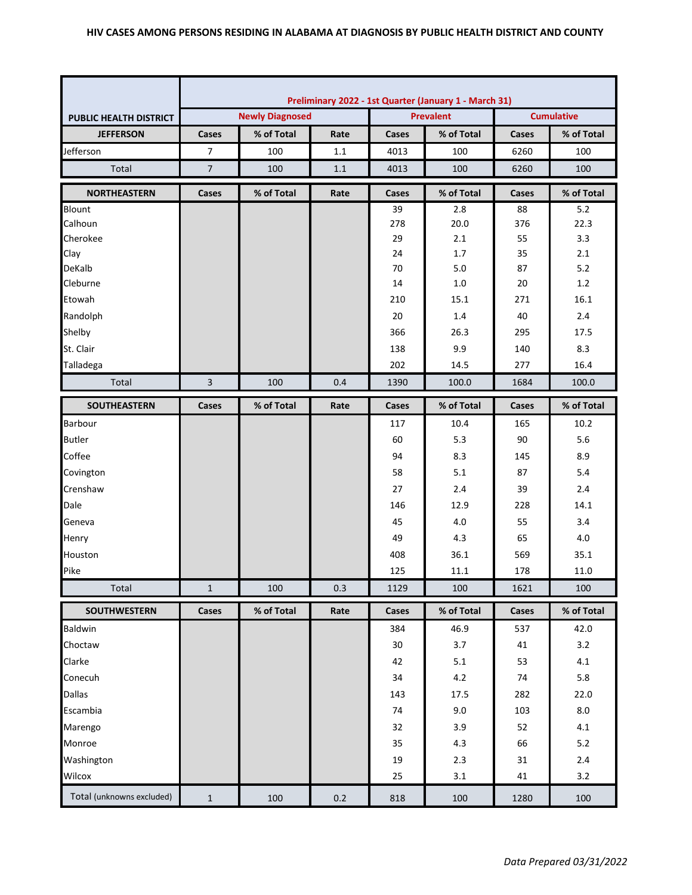**HIV CASES AMONG PERSONS RESIDING IN ALABAMA AT DIAGNOSIS BY PUBLIC HEALTH DISTRICT AND COUNTY**

| PUBLIC HEALTH DISTRICT | Preliminary 2022 - 1st Quarter (January 1 - March 31) | | | | | | |
|---|---|---|---|---|---|---|---|
| | Newly Diagnosed | | | Prevalent | | Cumulative | |
| **JEFFERSON** | Cases | % of Total | Rate | Cases | % of Total | Cases | % of Total |
| Jefferson | 7 | 100 | 1.1 | 4013 | 100 | 6260 | 100 |
| Total | 7 | 100 | 1.1 | 4013 | 100 | 6260 | 100 |
| **NORTHEASTERN** | Cases | % of Total | Rate | Cases | % of Total | Cases | % of Total |
| Blount | | | | 39 | 2.8 | 88 | 5.2 |
| Calhoun | | | | 278 | 20.0 | 376 | 22.3 |
| Cherokee | | | | 29 | 2.1 | 55 | 3.3 |
| Clay | | | | 24 | 1.7 | 35 | 2.1 |
| DeKalb | | | | 70 | 5.0 | 87 | 5.2 |
| Cleburne | | | | 14 | 1.0 | 20 | 1.2 |
| Etowah | | | | 210 | 15.1 | 271 | 16.1 |
| Randolph | | | | 20 | 1.4 | 40 | 2.4 |
| Shelby | | | | 366 | 26.3 | 295 | 17.5 |
| St. Clair | | | | 138 | 9.9 | 140 | 8.3 |
| Talladega | | | | 202 | 14.5 | 277 | 16.4 |
| Total | 3 | 100 | 0.4 | 1390 | 100.0 | 1684 | 100.0 |
| **SOUTHEASTERN** | Cases | % of Total | Rate | Cases | % of Total | Cases | % of Total |
| Barbour | | | | 117 | 10.4 | 165 | 10.2 |
| Butler | | | | 60 | 5.3 | 90 | 5.6 |
| Coffee | | | | 94 | 8.3 | 145 | 8.9 |
| Covington | | | | 58 | 5.1 | 87 | 5.4 |
| Crenshaw | | | | 27 | 2.4 | 39 | 2.4 |
| Dale | | | | 146 | 12.9 | 228 | 14.1 |
| Geneva | | | | 45 | 4.0 | 55 | 3.4 |
| Henry | | | | 49 | 4.3 | 65 | 4.0 |
| Houston | | | | 408 | 36.1 | 569 | 35.1 |
| Pike | | | | 125 | 11.1 | 178 | 11.0 |
| Total | 1 | 100 | 0.3 | 1129 | 100 | 1621 | 100 |
| **SOUTHWESTERN** | Cases | % of Total | Rate | Cases | % of Total | Cases | % of Total |
| Baldwin | | | | 384 | 46.9 | 537 | 42.0 |
| Choctaw | | | | 30 | 3.7 | 41 | 3.2 |
| Clarke | | | | 42 | 5.1 | 53 | 4.1 |
| Conecuh | | | | 34 | 4.2 | 74 | 5.8 |
| Dallas | | | | 143 | 17.5 | 282 | 22.0 |
| Escambia | | | | 74 | 9.0 | 103 | 8.0 |
| Marengo | | | | 32 | 3.9 | 52 | 4.1 |
| Monroe | | | | 35 | 4.3 | 66 | 5.2 |
| Washington | | | | 19 | 2.3 | 31 | 2.4 |
| Wilcox | | | | 25 | 3.1 | 41 | 3.2 |
| Total (unknowns excluded) | 1 | 100 | 0.2 | 818 | 100 | 1280 | 100 |

*Data Prepared 03/31/2022*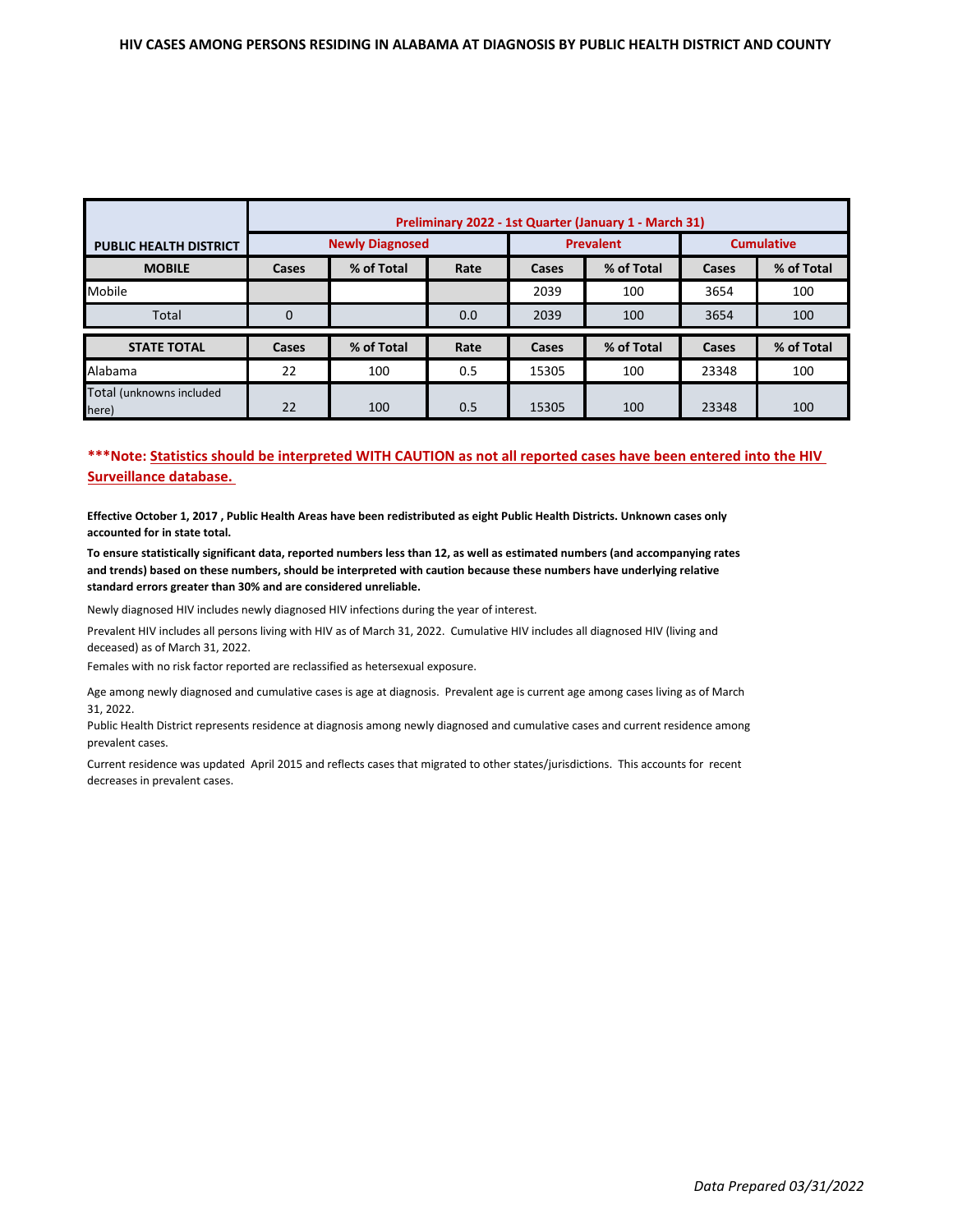**HIV CASES AMONG PERSONS RESIDING IN ALABAMA AT DIAGNOSIS BY PUBLIC HEALTH DISTRICT AND COUNTY**

| PUBLIC HEALTH DISTRICT | Preliminary 2022 - 1st Quarter (January 1 - March 31) | | | | | | |
|---|---|---|---|---|---|---|---|
| | Newly Diagnosed | | | Prevalent | | Cumulative | |
| **MOBILE** | **Cases** | **% of Total** | **Rate** | **Cases** | **% of Total** | **Cases** | **% of Total** |
| Mobile | | | | 2039 | 100 | 3654 | 100 |
| Total | 0 | | 0.0 | 2039 | 100 | 3654 | 100 |
| **STATE TOTAL** | **Cases** | **% of Total** | **Rate** | **Cases** | **% of Total** | **Cases** | **% of Total** |
| Alabama | 22 | 100 | 0.5 | 15305 | 100 | 23348 | 100 |
| Total (unknowns included here) | 22 | 100 | 0.5 | 15305 | 100 | 23348 | 100 |

**\*\*\*Note: Statistics should be interpreted WITH CAUTION as not all reported cases have been entered into the HIV Surveillance database.**

**Effective October 1, 2017 , Public Health Areas have been redistributed as eight Public Health Districts. Unknown cases only accounted for in state total.**

**To ensure statistically significant data, reported numbers less than 12, as well as estimated numbers (and accompanying rates and trends) based on these numbers, should be interpreted with caution because these numbers have underlying relative standard errors greater than 30% and are considered unreliable.**

Newly diagnosed HIV includes newly diagnosed HIV infections during the year of interest.

Prevalent HIV includes all persons living with HIV as of March 31, 2022. Cumulative HIV includes all diagnosed HIV (living and deceased) as of March 31, 2022.

Females with no risk factor reported are reclassified as hetersexual exposure.

Age among newly diagnosed and cumulative cases is age at diagnosis. Prevalent age is current age among cases living as of March 31, 2022.

Public Health District represents residence at diagnosis among newly diagnosed and cumulative cases and current residence among prevalent cases.

Current residence was updated April 2015 and reflects cases that migrated to other states/jurisdictions. This accounts for recent decreases in prevalent cases.

*Data Prepared 03/31/2022*